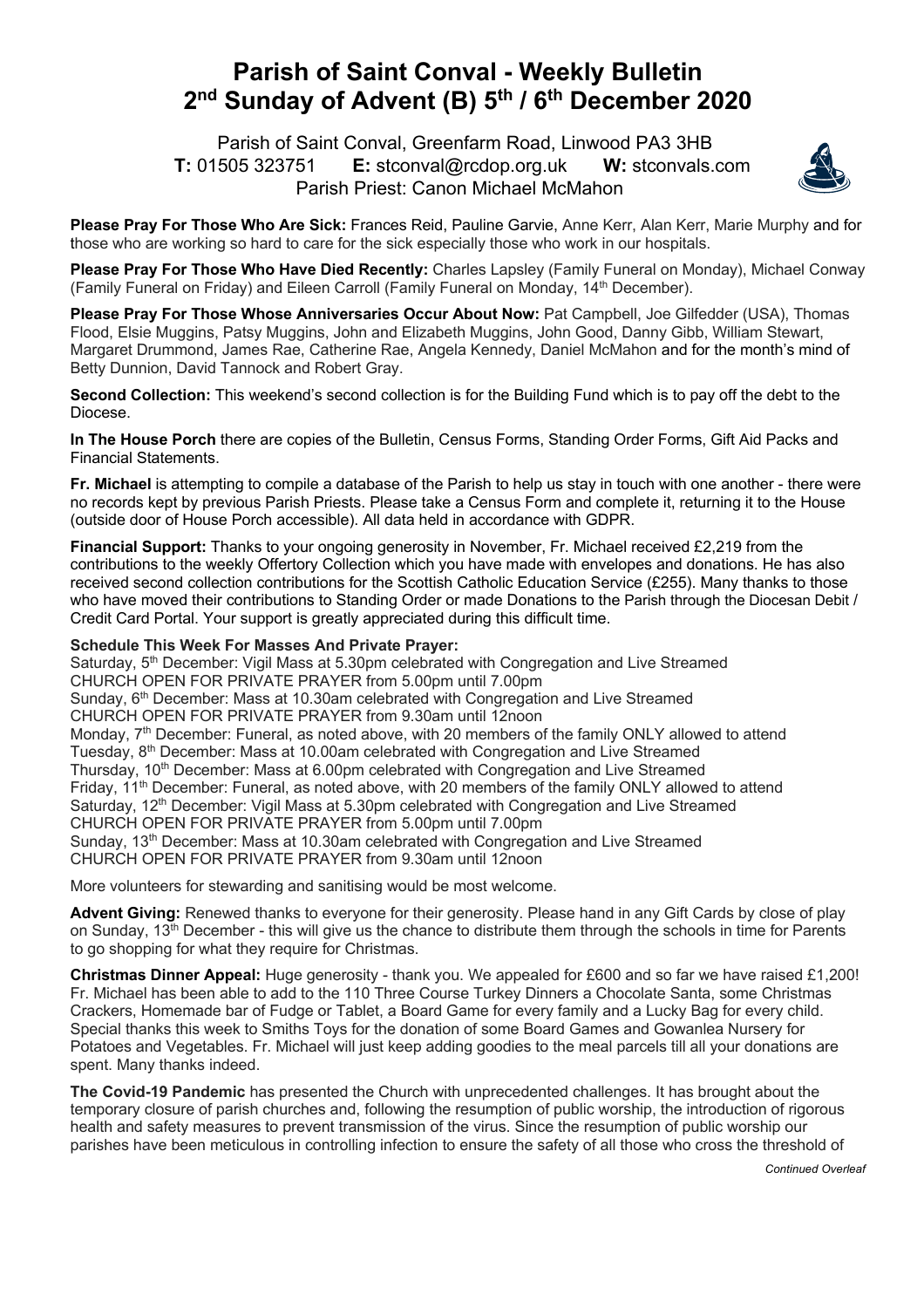# Parish of Saint Conval - Weekly Bulletin
# 2nd Sunday of Advent (B) 5th / 6th December 2020

Parish of Saint Conval, Greenfarm Road, Linwood PA3 3HB
**T:** 01505 323751 **E:** stconval@rcdop.org.uk **W:** stconvals.com
Parish Priest: Canon Michael McMahon

**Please Pray For Those Who Are Sick:** Frances Reid, Pauline Garvie, Anne Kerr, Alan Kerr, Marie Murphy and for those who are working so hard to care for the sick especially those who work in our hospitals.

**Please Pray For Those Who Have Died Recently:** Charles Lapsley (Family Funeral on Monday), Michael Conway (Family Funeral on Friday) and Eileen Carroll (Family Funeral on Monday, 14th December).

**Please Pray For Those Whose Anniversaries Occur About Now:** Pat Campbell, Joe Gilfedder (USA), Thomas Flood, Elsie Muggins, Patsy Muggins, John and Elizabeth Muggins, John Good, Danny Gibb, William Stewart, Margaret Drummond, James Rae, Catherine Rae, Angela Kennedy, Daniel McMahon and for the month's mind of Betty Dunnion, David Tannock and Robert Gray.

**Second Collection:** This weekend's second collection is for the Building Fund which is to pay off the debt to the Diocese.

**In The House Porch** there are copies of the Bulletin, Census Forms, Standing Order Forms, Gift Aid Packs and Financial Statements.

**Fr. Michael** is attempting to compile a database of the Parish to help us stay in touch with one another - there were no records kept by previous Parish Priests. Please take a Census Form and complete it, returning it to the House (outside door of House Porch accessible). All data held in accordance with GDPR.

**Financial Support:** Thanks to your ongoing generosity in November, Fr. Michael received £2,219 from the contributions to the weekly Offertory Collection which you have made with envelopes and donations. He has also received second collection contributions for the Scottish Catholic Education Service (£255). Many thanks to those who have moved their contributions to Standing Order or made Donations to the Parish through the Diocesan Debit / Credit Card Portal. Your support is greatly appreciated during this difficult time.

**Schedule This Week For Masses And Private Prayer:**
Saturday, 5th December: Vigil Mass at 5.30pm celebrated with Congregation and Live Streamed
CHURCH OPEN FOR PRIVATE PRAYER from 5.00pm until 7.00pm
Sunday, 6th December: Mass at 10.30am celebrated with Congregation and Live Streamed
CHURCH OPEN FOR PRIVATE PRAYER from 9.30am until 12noon
Monday, 7th December: Funeral, as noted above, with 20 members of the family ONLY allowed to attend
Tuesday, 8th December: Mass at 10.00am celebrated with Congregation and Live Streamed
Thursday, 10th December: Mass at 6.00pm celebrated with Congregation and Live Streamed
Friday, 11th December: Funeral, as noted above, with 20 members of the family ONLY allowed to attend
Saturday, 12th December: Vigil Mass at 5.30pm celebrated with Congregation and Live Streamed
CHURCH OPEN FOR PRIVATE PRAYER from 5.00pm until 7.00pm
Sunday, 13th December: Mass at 10.30am celebrated with Congregation and Live Streamed
CHURCH OPEN FOR PRIVATE PRAYER from 9.30am until 12noon

More volunteers for stewarding and sanitising would be most welcome.

**Advent Giving:** Renewed thanks to everyone for their generosity. Please hand in any Gift Cards by close of play on Sunday, 13th December - this will give us the chance to distribute them through the schools in time for Parents to go shopping for what they require for Christmas.

**Christmas Dinner Appeal:** Huge generosity - thank you. We appealed for £600 and so far we have raised £1,200! Fr. Michael has been able to add to the 110 Three Course Turkey Dinners a Chocolate Santa, some Christmas Crackers, Homemade bar of Fudge or Tablet, a Board Game for every family and a Lucky Bag for every child. Special thanks this week to Smiths Toys for the donation of some Board Games and Gowanlea Nursery for Potatoes and Vegetables. Fr. Michael will just keep adding goodies to the meal parcels till all your donations are spent. Many thanks indeed.

**The Covid-19 Pandemic** has presented the Church with unprecedented challenges. It has brought about the temporary closure of parish churches and, following the resumption of public worship, the introduction of rigorous health and safety measures to prevent transmission of the virus. Since the resumption of public worship our parishes have been meticulous in controlling infection to ensure the safety of all those who cross the threshold of

*Continued Overleaf*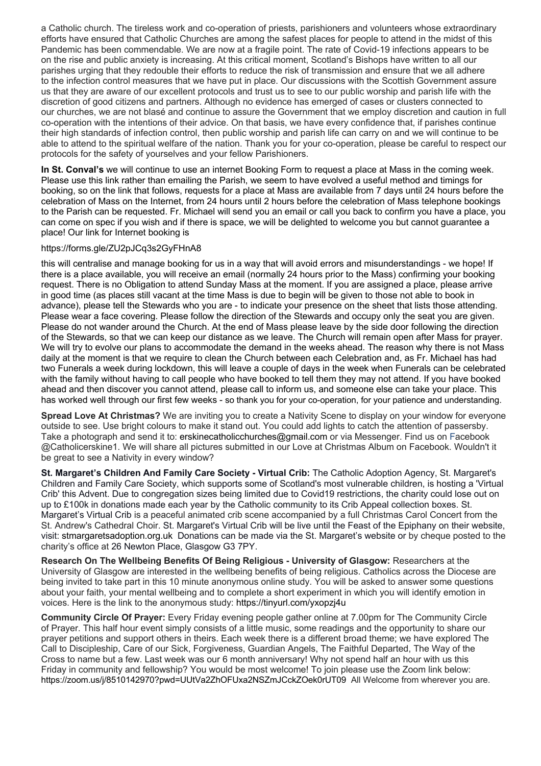a Catholic church. The tireless work and co-operation of priests, parishioners and volunteers whose extraordinary efforts have ensured that Catholic Churches are among the safest places for people to attend in the midst of this Pandemic has been commendable. We are now at a fragile point. The rate of Covid-19 infections appears to be on the rise and public anxiety is increasing. At this critical moment, Scotland's Bishops have written to all our parishes urging that they redouble their efforts to reduce the risk of transmission and ensure that we all adhere to the infection control measures that we have put in place. Our discussions with the Scottish Government assure us that they are aware of our excellent protocols and trust us to see to our public worship and parish life with the discretion of good citizens and partners. Although no evidence has emerged of cases or clusters connected to our churches, we are not blasé and continue to assure the Government that we employ discretion and caution in full co-operation with the intentions of their advice. On that basis, we have every confidence that, if parishes continue their high standards of infection control, then public worship and parish life can carry on and we will continue to be able to attend to the spiritual welfare of the nation. Thank you for your co-operation, please be careful to respect our protocols for the safety of yourselves and your fellow Parishioners.

**In St. Conval's** we will continue to use an internet Booking Form to request a place at Mass in the coming week. Please use this link rather than emailing the Parish, we seem to have evolved a useful method and timings for booking, so on the link that follows, requests for a place at Mass are available from 7 days until 24 hours before the celebration of Mass on the Internet, from 24 hours until 2 hours before the celebration of Mass telephone bookings to the Parish can be requested. Fr. Michael will send you an email or call you back to confirm you have a place, you can come on spec if you wish and if there is space, we will be delighted to welcome you but cannot guarantee a place! Our link for Internet booking is

https://forms.gle/ZU2pJCq3s2GyFHnA8

this will centralise and manage booking for us in a way that will avoid errors and misunderstandings - we hope! If there is a place available, you will receive an email (normally 24 hours prior to the Mass) confirming your booking request. There is no Obligation to attend Sunday Mass at the moment. If you are assigned a place, please arrive in good time (as places still vacant at the time Mass is due to begin will be given to those not able to book in advance), please tell the Stewards who you are - to indicate your presence on the sheet that lists those attending. Please wear a face covering. Please follow the direction of the Stewards and occupy only the seat you are given. Please do not wander around the Church. At the end of Mass please leave by the side door following the direction of the Stewards, so that we can keep our distance as we leave. The Church will remain open after Mass for prayer. We will try to evolve our plans to accommodate the demand in the weeks ahead. The reason why there is not Mass daily at the moment is that we require to clean the Church between each Celebration and, as Fr. Michael has had two Funerals a week during lockdown, this will leave a couple of days in the week when Funerals can be celebrated with the family without having to call people who have booked to tell them they may not attend. If you have booked ahead and then discover you cannot attend, please call to inform us, and someone else can take your place. This has worked well through our first few weeks - so thank you for your co-operation, for your patience and understanding.

**Spread Love At Christmas?** We are inviting you to create a Nativity Scene to display on your window for everyone outside to see. Use bright colours to make it stand out. You could add lights to catch the attention of passersby. Take a photograph and send it to: erskinecatholicchurches@gmail.com or via Messenger. Find us on Facebook @Catholicerskine1. We will share all pictures submitted in our Love at Christmas Album on Facebook. Wouldn't it be great to see a Nativity in every window?

**St. Margaret's Children And Family Care Society - Virtual Crib:** The Catholic Adoption Agency, St. Margaret's Children and Family Care Society, which supports some of Scotland's most vulnerable children, is hosting a 'Virtual Crib' this Advent. Due to congregation sizes being limited due to Covid19 restrictions, the charity could lose out on up to £100k in donations made each year by the Catholic community to its Crib Appeal collection boxes. St. Margaret's Virtual Crib is a peaceful animated crib scene accompanied by a full Christmas Carol Concert from the St. Andrew's Cathedral Choir. St. Margaret's Virtual Crib will be live until the Feast of the Epiphany on their website, visit: stmargaretsadoption.org.uk Donations can be made via the St. Margaret's website or by cheque posted to the charity's office at 26 Newton Place, Glasgow G3 7PY.

**Research On The Wellbeing Benefits Of Being Religious - University of Glasgow:** Researchers at the University of Glasgow are interested in the wellbeing benefits of being religious. Catholics across the Diocese are being invited to take part in this 10 minute anonymous online study. You will be asked to answer some questions about your faith, your mental wellbeing and to complete a short experiment in which you will identify emotion in voices. Here is the link to the anonymous study: https://tinyurl.com/yxopzj4u

**Community Circle Of Prayer:** Every Friday evening people gather online at 7.00pm for The Community Circle of Prayer. This half hour event simply consists of a little music, some readings and the opportunity to share our prayer petitions and support others in theirs. Each week there is a different broad theme; we have explored The Call to Discipleship, Care of our Sick, Forgiveness, Guardian Angels, The Faithful Departed, The Way of the Cross to name but a few. Last week was our 6 month anniversary! Why not spend half an hour with us this Friday in community and fellowship? You would be most welcome! To join please use the Zoom link below: https://zoom.us/j/8510142970?pwd=UUtVa2ZhOFUxa2NSZmJCckZOek0rUT09 All Welcome from wherever you are.